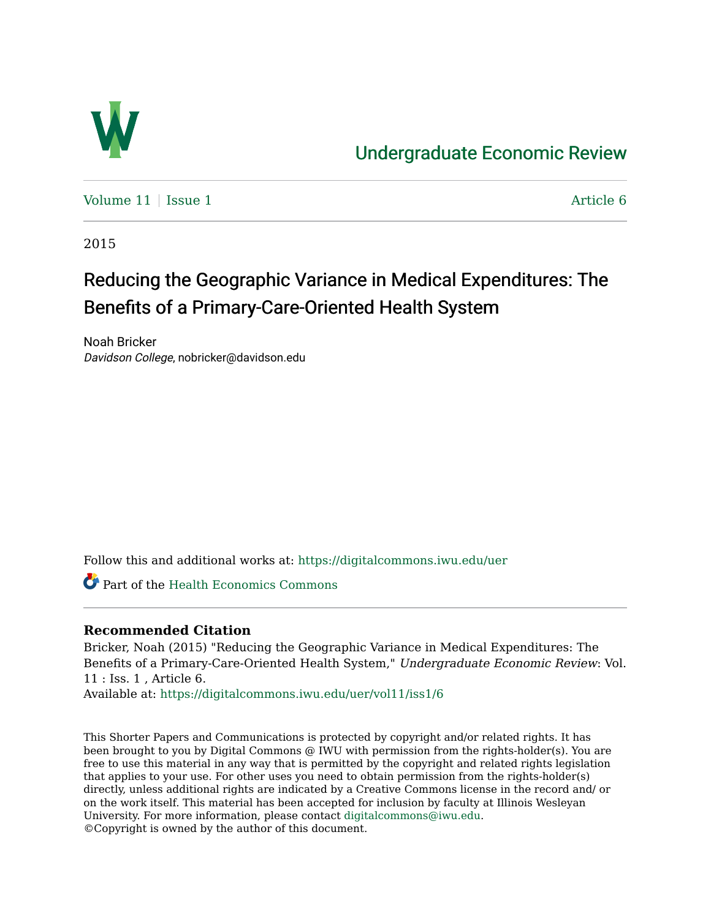# Undergraduate Economic Review

Volume 11 | Issue 1 | Article 6

2015

## Reducing the Geographic Variance in Medical Expenditures: The Benefits of a Primary-Care-Oriented Health System

Noah Bricker
*Davidson College*, nobricker@davidson.edu

Follow this and additional works at: https://digitalcommons.iwu.edu/uer

Part of the Health Economics Commons

**Recommended Citation**

Bricker, Noah (2015) "Reducing the Geographic Variance in Medical Expenditures: The Benefits of a Primary-Care-Oriented Health System," *Undergraduate Economic Review*: Vol. 11 : Iss. 1 , Article 6.
Available at: https://digitalcommons.iwu.edu/uer/vol11/iss1/6

This Shorter Papers and Communications is protected by copyright and/or related rights. It has been brought to you by Digital Commons @ IWU with permission from the rights-holder(s). You are free to use this material in any way that is permitted by the copyright and related rights legislation that applies to your use. For other uses you need to obtain permission from the rights-holder(s) directly, unless additional rights are indicated by a Creative Commons license in the record and/ or on the work itself. This material has been accepted for inclusion by faculty at Illinois Wesleyan University. For more information, please contact digitalcommons@iwu.edu.
©Copyright is owned by the author of this document.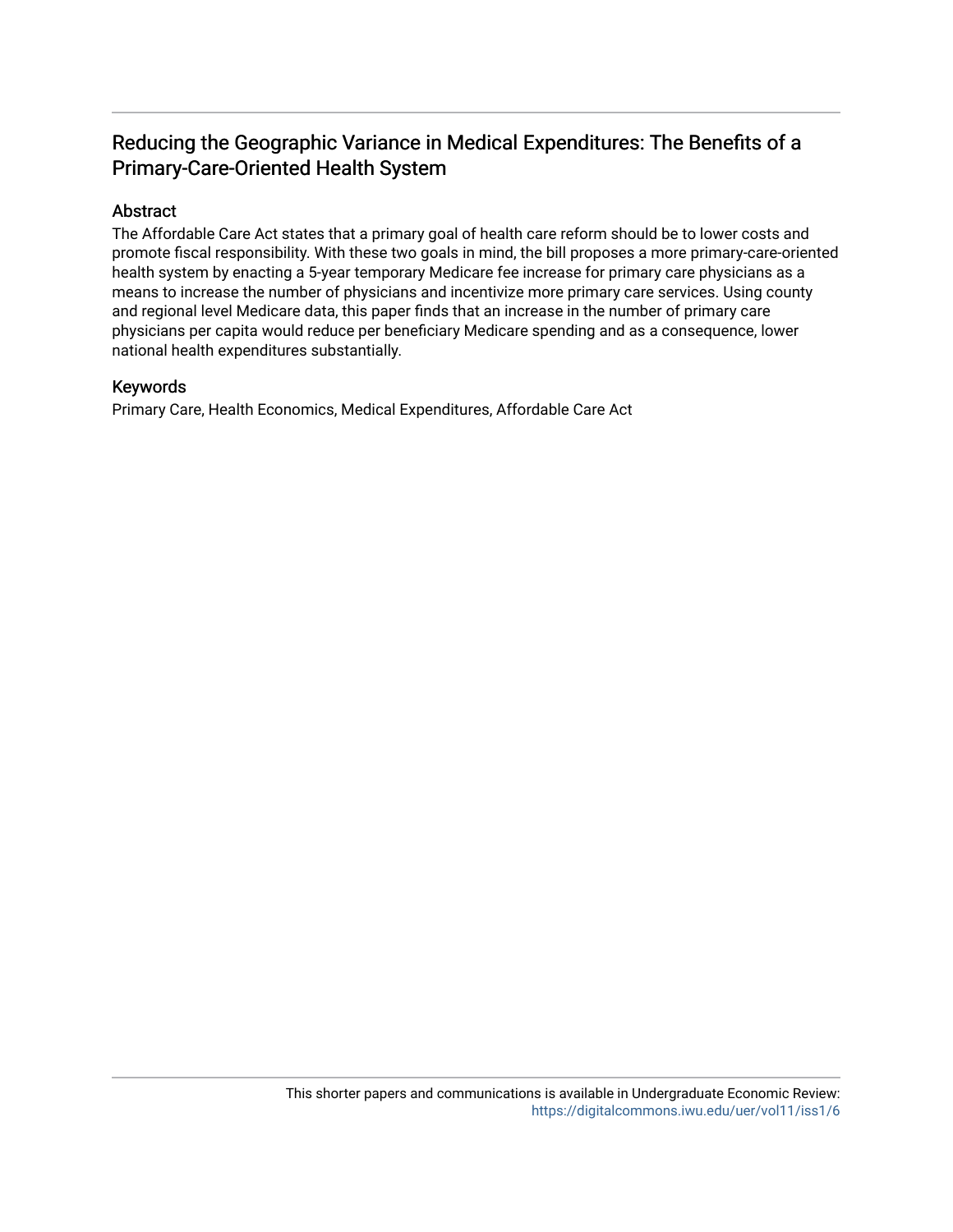# Reducing the Geographic Variance in Medical Expenditures: The Benefits of a Primary-Care-Oriented Health System

## Abstract

The Affordable Care Act states that a primary goal of health care reform should be to lower costs and promote fiscal responsibility. With these two goals in mind, the bill proposes a more primary-care-oriented health system by enacting a 5-year temporary Medicare fee increase for primary care physicians as a means to increase the number of physicians and incentivize more primary care services. Using county and regional level Medicare data, this paper finds that an increase in the number of primary care physicians per capita would reduce per beneficiary Medicare spending and as a consequence, lower national health expenditures substantially.

## Keywords

Primary Care, Health Economics, Medical Expenditures, Affordable Care Act

This shorter papers and communications is available in Undergraduate Economic Review: https://digitalcommons.iwu.edu/uer/vol11/iss1/6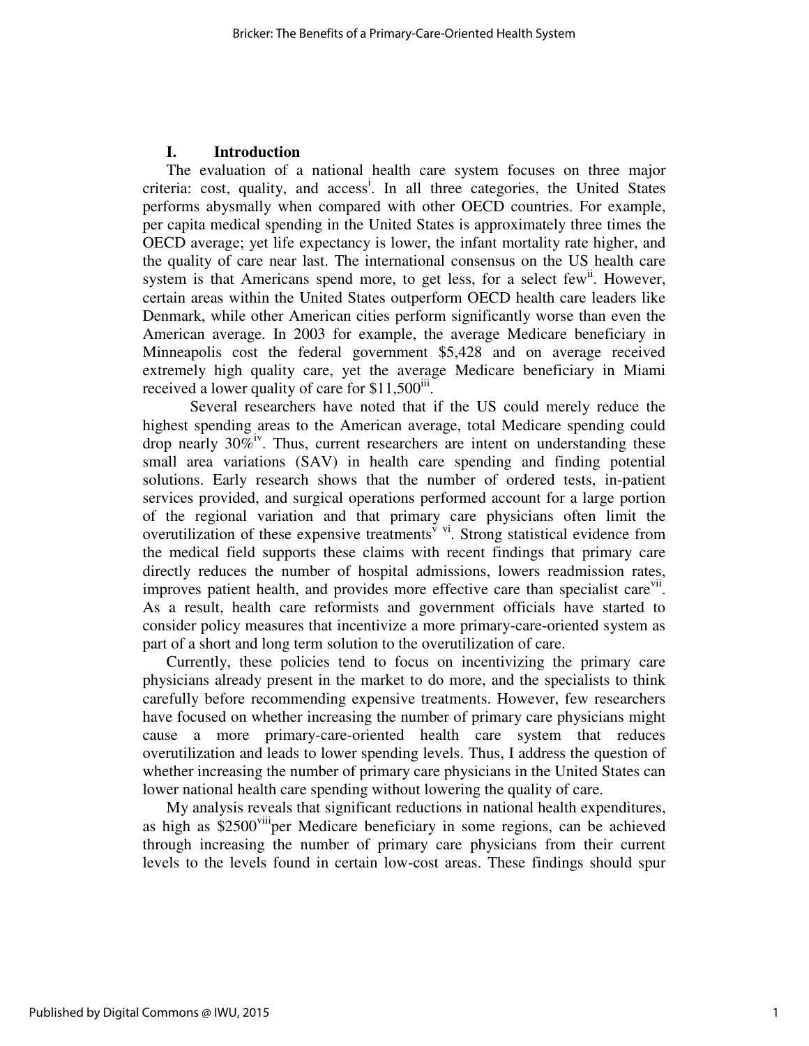## I. Introduction

The evaluation of a national health care system focuses on three major criteria: cost, quality, and access[i]. In all three categories, the United States performs abysmally when compared with other OECD countries. For example, per capita medical spending in the United States is approximately three times the OECD average; yet life expectancy is lower, the infant mortality rate higher, and the quality of care near last. The international consensus on the US health care system is that Americans spend more, to get less, for a select few[ii]. However, certain areas within the United States outperform OECD health care leaders like Denmark, while other American cities perform significantly worse than even the American average. In 2003 for example, the average Medicare beneficiary in Minneapolis cost the federal government $5,428 and on average received extremely high quality care, yet the average Medicare beneficiary in Miami received a lower quality of care for $11,500[iii].

Several researchers have noted that if the US could merely reduce the highest spending areas to the American average, total Medicare spending could drop nearly 30%[iv]. Thus, current researchers are intent on understanding these small area variations (SAV) in health care spending and finding potential solutions. Early research shows that the number of ordered tests, in-patient services provided, and surgical operations performed account for a large portion of the regional variation and that primary care physicians often limit the overutilization of these expensive treatments[v] [vi]. Strong statistical evidence from the medical field supports these claims with recent findings that primary care directly reduces the number of hospital admissions, lowers readmission rates, improves patient health, and provides more effective care than specialist care[vii]. As a result, health care reformists and government officials have started to consider policy measures that incentivize a more primary-care-oriented system as part of a short and long term solution to the overutilization of care.

Currently, these policies tend to focus on incentivizing the primary care physicians already present in the market to do more, and the specialists to think carefully before recommending expensive treatments. However, few researchers have focused on whether increasing the number of primary care physicians might cause a more primary-care-oriented health care system that reduces overutilization and leads to lower spending levels. Thus, I address the question of whether increasing the number of primary care physicians in the United States can lower national health care spending without lowering the quality of care.

My analysis reveals that significant reductions in national health expenditures, as high as $2500[viii] per Medicare beneficiary in some regions, can be achieved through increasing the number of primary care physicians from their current levels to the levels found in certain low-cost areas. These findings should spur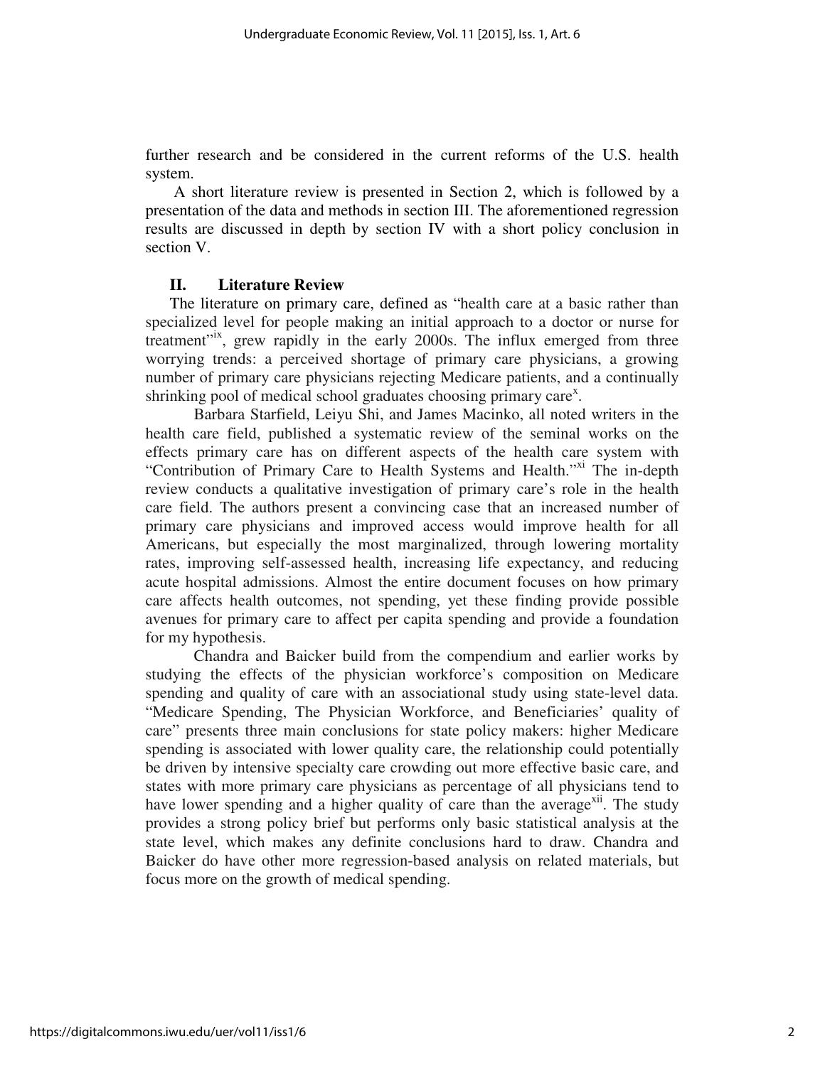further research and be considered in the current reforms of the U.S. health system.

A short literature review is presented in Section 2, which is followed by a presentation of the data and methods in section III. The aforementioned regression results are discussed in depth by section IV with a short policy conclusion in section V.

## II. Literature Review

The literature on primary care, defined as "health care at a basic rather than specialized level for people making an initial approach to a doctor or nurse for treatment"[ix], grew rapidly in the early 2000s. The influx emerged from three worrying trends: a perceived shortage of primary care physicians, a growing number of primary care physicians rejecting Medicare patients, and a continually shrinking pool of medical school graduates choosing primary care[x].

Barbara Starfield, Leiyu Shi, and James Macinko, all noted writers in the health care field, published a systematic review of the seminal works on the effects primary care has on different aspects of the health care system with "Contribution of Primary Care to Health Systems and Health."[xi] The in-depth review conducts a qualitative investigation of primary care's role in the health care field. The authors present a convincing case that an increased number of primary care physicians and improved access would improve health for all Americans, but especially the most marginalized, through lowering mortality rates, improving self-assessed health, increasing life expectancy, and reducing acute hospital admissions. Almost the entire document focuses on how primary care affects health outcomes, not spending, yet these finding provide possible avenues for primary care to affect per capita spending and provide a foundation for my hypothesis.

Chandra and Baicker build from the compendium and earlier works by studying the effects of the physician workforce's composition on Medicare spending and quality of care with an associational study using state-level data. "Medicare Spending, The Physician Workforce, and Beneficiaries' quality of care" presents three main conclusions for state policy makers: higher Medicare spending is associated with lower quality care, the relationship could potentially be driven by intensive specialty care crowding out more effective basic care, and states with more primary care physicians as percentage of all physicians tend to have lower spending and a higher quality of care than the average[xii]. The study provides a strong policy brief but performs only basic statistical analysis at the state level, which makes any definite conclusions hard to draw. Chandra and Baicker do have other more regression-based analysis on related materials, but focus more on the growth of medical spending.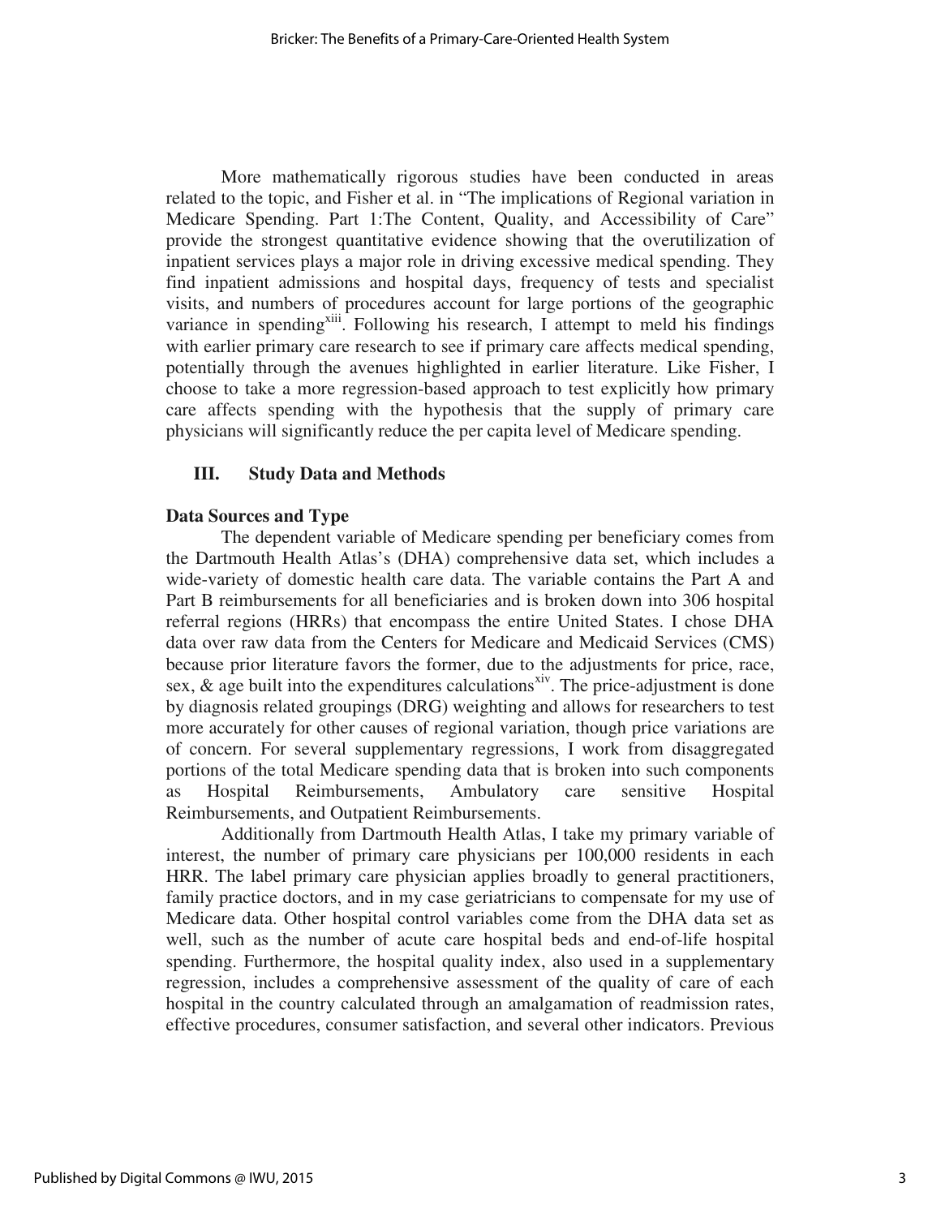More mathematically rigorous studies have been conducted in areas related to the topic, and Fisher et al. in "The implications of Regional variation in Medicare Spending. Part 1:The Content, Quality, and Accessibility of Care" provide the strongest quantitative evidence showing that the overutilization of inpatient services plays a major role in driving excessive medical spending. They find inpatient admissions and hospital days, frequency of tests and specialist visits, and numbers of procedures account for large portions of the geographic variance in spending[xiii]. Following his research, I attempt to meld his findings with earlier primary care research to see if primary care affects medical spending, potentially through the avenues highlighted in earlier literature. Like Fisher, I choose to take a more regression-based approach to test explicitly how primary care affects spending with the hypothesis that the supply of primary care physicians will significantly reduce the per capita level of Medicare spending.

## III. Study Data and Methods

### Data Sources and Type

The dependent variable of Medicare spending per beneficiary comes from the Dartmouth Health Atlas's (DHA) comprehensive data set, which includes a wide-variety of domestic health care data. The variable contains the Part A and Part B reimbursements for all beneficiaries and is broken down into 306 hospital referral regions (HRRs) that encompass the entire United States. I chose DHA data over raw data from the Centers for Medicare and Medicaid Services (CMS) because prior literature favors the former, due to the adjustments for price, race, sex, & age built into the expenditures calculations[xiv]. The price-adjustment is done by diagnosis related groupings (DRG) weighting and allows for researchers to test more accurately for other causes of regional variation, though price variations are of concern. For several supplementary regressions, I work from disaggregated portions of the total Medicare spending data that is broken into such components as Hospital Reimbursements, Ambulatory care sensitive Hospital Reimbursements, and Outpatient Reimbursements.

Additionally from Dartmouth Health Atlas, I take my primary variable of interest, the number of primary care physicians per 100,000 residents in each HRR. The label primary care physician applies broadly to general practitioners, family practice doctors, and in my case geriatricians to compensate for my use of Medicare data. Other hospital control variables come from the DHA data set as well, such as the number of acute care hospital beds and end-of-life hospital spending. Furthermore, the hospital quality index, also used in a supplementary regression, includes a comprehensive assessment of the quality of care of each hospital in the country calculated through an amalgamation of readmission rates, effective procedures, consumer satisfaction, and several other indicators. Previous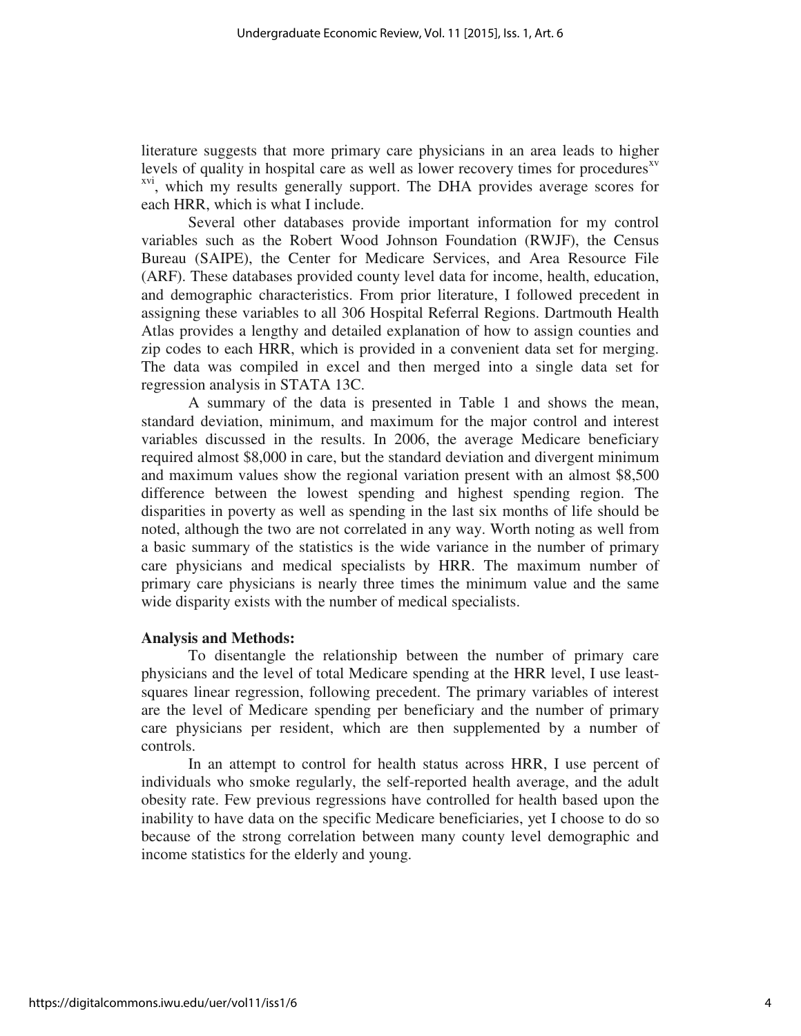literature suggests that more primary care physicians in an area leads to higher levels of quality in hospital care as well as lower recovery times for procedures[xv] [xvi], which my results generally support. The DHA provides average scores for each HRR, which is what I include.

Several other databases provide important information for my control variables such as the Robert Wood Johnson Foundation (RWJF), the Census Bureau (SAIPE), the Center for Medicare Services, and Area Resource File (ARF). These databases provided county level data for income, health, education, and demographic characteristics. From prior literature, I followed precedent in assigning these variables to all 306 Hospital Referral Regions. Dartmouth Health Atlas provides a lengthy and detailed explanation of how to assign counties and zip codes to each HRR, which is provided in a convenient data set for merging. The data was compiled in excel and then merged into a single data set for regression analysis in STATA 13C.

A summary of the data is presented in Table 1 and shows the mean, standard deviation, minimum, and maximum for the major control and interest variables discussed in the results. In 2006, the average Medicare beneficiary required almost $8,000 in care, but the standard deviation and divergent minimum and maximum values show the regional variation present with an almost $8,500 difference between the lowest spending and highest spending region. The disparities in poverty as well as spending in the last six months of life should be noted, although the two are not correlated in any way. Worth noting as well from a basic summary of the statistics is the wide variance in the number of primary care physicians and medical specialists by HRR. The maximum number of primary care physicians is nearly three times the minimum value and the same wide disparity exists with the number of medical specialists.

**Analysis and Methods:**

To disentangle the relationship between the number of primary care physicians and the level of total Medicare spending at the HRR level, I use least-squares linear regression, following precedent. The primary variables of interest are the level of Medicare spending per beneficiary and the number of primary care physicians per resident, which are then supplemented by a number of controls.

In an attempt to control for health status across HRR, I use percent of individuals who smoke regularly, the self-reported health average, and the adult obesity rate. Few previous regressions have controlled for health based upon the inability to have data on the specific Medicare beneficiaries, yet I choose to do so because of the strong correlation between many county level demographic and income statistics for the elderly and young.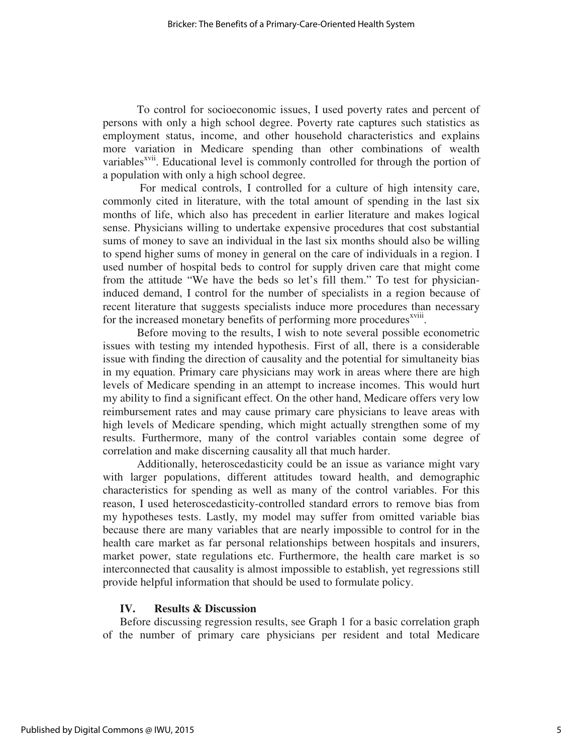To control for socioeconomic issues, I used poverty rates and percent of persons with only a high school degree. Poverty rate captures such statistics as employment status, income, and other household characteristics and explains more variation in Medicare spending than other combinations of wealth variables[xvii]. Educational level is commonly controlled for through the portion of a population with only a high school degree.

For medical controls, I controlled for a culture of high intensity care, commonly cited in literature, with the total amount of spending in the last six months of life, which also has precedent in earlier literature and makes logical sense. Physicians willing to undertake expensive procedures that cost substantial sums of money to save an individual in the last six months should also be willing to spend higher sums of money in general on the care of individuals in a region. I used number of hospital beds to control for supply driven care that might come from the attitude "We have the beds so let's fill them." To test for physician-induced demand, I control for the number of specialists in a region because of recent literature that suggests specialists induce more procedures than necessary for the increased monetary benefits of performing more procedures[xviii].

Before moving to the results, I wish to note several possible econometric issues with testing my intended hypothesis. First of all, there is a considerable issue with finding the direction of causality and the potential for simultaneity bias in my equation. Primary care physicians may work in areas where there are high levels of Medicare spending in an attempt to increase incomes. This would hurt my ability to find a significant effect. On the other hand, Medicare offers very low reimbursement rates and may cause primary care physicians to leave areas with high levels of Medicare spending, which might actually strengthen some of my results. Furthermore, many of the control variables contain some degree of correlation and make discerning causality all that much harder.

Additionally, heteroscedasticity could be an issue as variance might vary with larger populations, different attitudes toward health, and demographic characteristics for spending as well as many of the control variables. For this reason, I used heteroscedasticity-controlled standard errors to remove bias from my hypotheses tests. Lastly, my model may suffer from omitted variable bias because there are many variables that are nearly impossible to control for in the health care market as far personal relationships between hospitals and insurers, market power, state regulations etc. Furthermore, the health care market is so interconnected that causality is almost impossible to establish, yet regressions still provide helpful information that should be used to formulate policy.

## IV. Results & Discussion

Before discussing regression results, see Graph 1 for a basic correlation graph of the number of primary care physicians per resident and total Medicare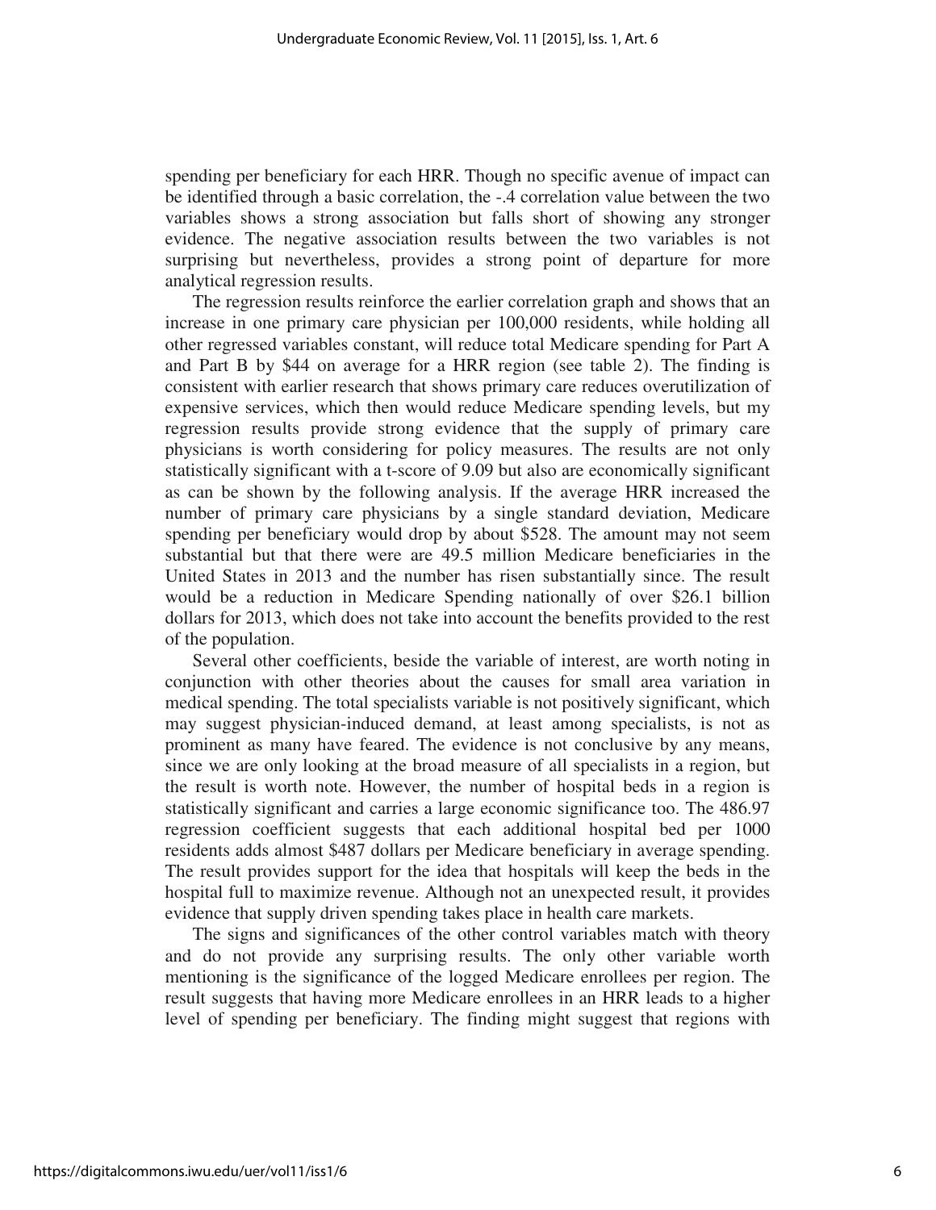spending per beneficiary for each HRR. Though no specific avenue of impact can be identified through a basic correlation, the -.4 correlation value between the two variables shows a strong association but falls short of showing any stronger evidence. The negative association results between the two variables is not surprising but nevertheless, provides a strong point of departure for more analytical regression results.

The regression results reinforce the earlier correlation graph and shows that an increase in one primary care physician per 100,000 residents, while holding all other regressed variables constant, will reduce total Medicare spending for Part A and Part B by $44 on average for a HRR region (see table 2). The finding is consistent with earlier research that shows primary care reduces overutilization of expensive services, which then would reduce Medicare spending levels, but my regression results provide strong evidence that the supply of primary care physicians is worth considering for policy measures. The results are not only statistically significant with a t-score of 9.09 but also are economically significant as can be shown by the following analysis. If the average HRR increased the number of primary care physicians by a single standard deviation, Medicare spending per beneficiary would drop by about $528. The amount may not seem substantial but that there were are 49.5 million Medicare beneficiaries in the United States in 2013 and the number has risen substantially since. The result would be a reduction in Medicare Spending nationally of over $26.1 billion dollars for 2013, which does not take into account the benefits provided to the rest of the population.

Several other coefficients, beside the variable of interest, are worth noting in conjunction with other theories about the causes for small area variation in medical spending. The total specialists variable is not positively significant, which may suggest physician-induced demand, at least among specialists, is not as prominent as many have feared. The evidence is not conclusive by any means, since we are only looking at the broad measure of all specialists in a region, but the result is worth note. However, the number of hospital beds in a region is statistically significant and carries a large economic significance too. The 486.97 regression coefficient suggests that each additional hospital bed per 1000 residents adds almost $487 dollars per Medicare beneficiary in average spending. The result provides support for the idea that hospitals will keep the beds in the hospital full to maximize revenue. Although not an unexpected result, it provides evidence that supply driven spending takes place in health care markets.

The signs and significances of the other control variables match with theory and do not provide any surprising results. The only other variable worth mentioning is the significance of the logged Medicare enrollees per region. The result suggests that having more Medicare enrollees in an HRR leads to a higher level of spending per beneficiary. The finding might suggest that regions with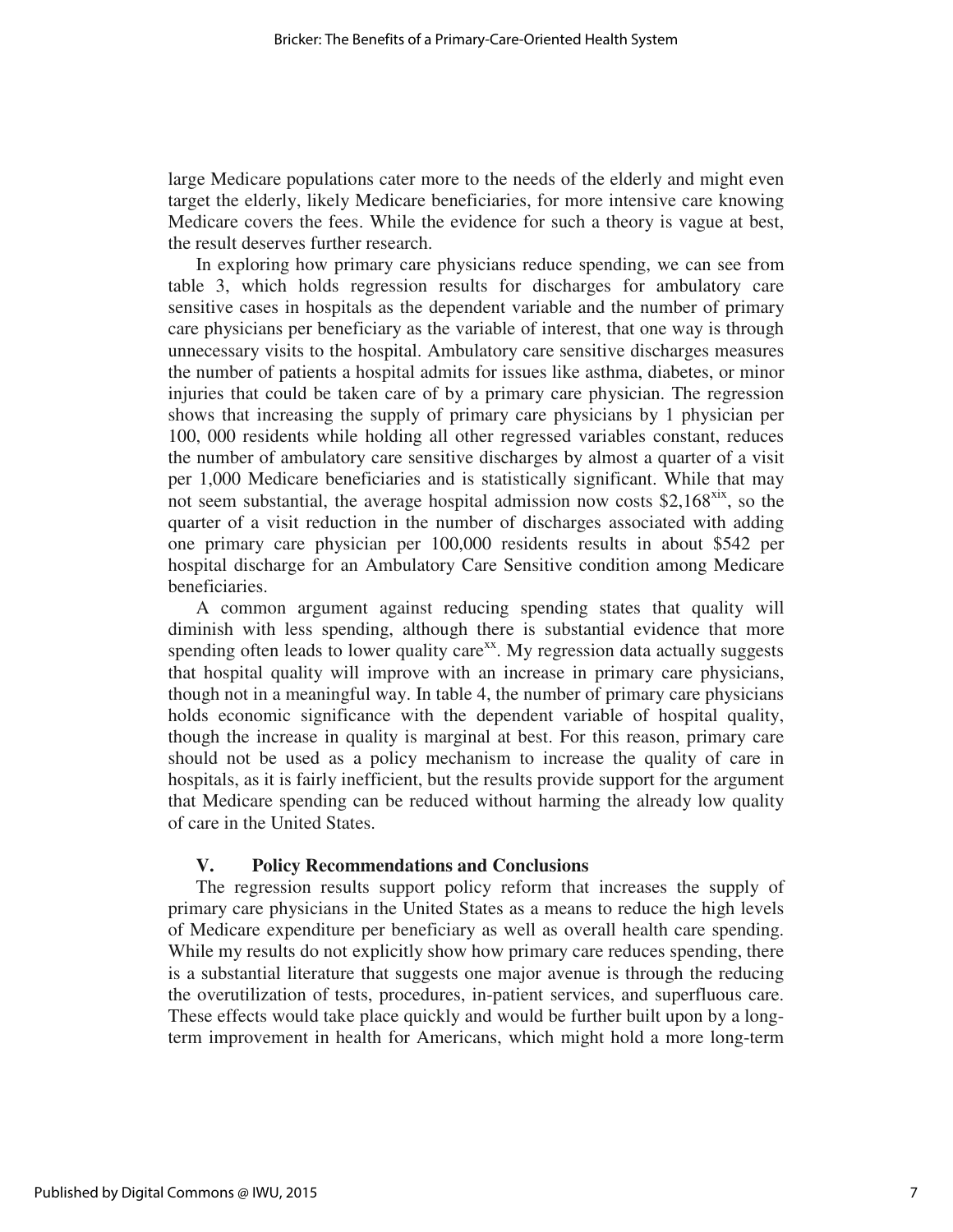large Medicare populations cater more to the needs of the elderly and might even target the elderly, likely Medicare beneficiaries, for more intensive care knowing Medicare covers the fees. While the evidence for such a theory is vague at best, the result deserves further research.

In exploring how primary care physicians reduce spending, we can see from table 3, which holds regression results for discharges for ambulatory care sensitive cases in hospitals as the dependent variable and the number of primary care physicians per beneficiary as the variable of interest, that one way is through unnecessary visits to the hospital. Ambulatory care sensitive discharges measures the number of patients a hospital admits for issues like asthma, diabetes, or minor injuries that could be taken care of by a primary care physician. The regression shows that increasing the supply of primary care physicians by 1 physician per 100, 000 residents while holding all other regressed variables constant, reduces the number of ambulatory care sensitive discharges by almost a quarter of a visit per 1,000 Medicare beneficiaries and is statistically significant. While that may not seem substantial, the average hospital admission now costs $2,168[xix], so the quarter of a visit reduction in the number of discharges associated with adding one primary care physician per 100,000 residents results in about $542 per hospital discharge for an Ambulatory Care Sensitive condition among Medicare beneficiaries.

A common argument against reducing spending states that quality will diminish with less spending, although there is substantial evidence that more spending often leads to lower quality care[xx]. My regression data actually suggests that hospital quality will improve with an increase in primary care physicians, though not in a meaningful way. In table 4, the number of primary care physicians holds economic significance with the dependent variable of hospital quality, though the increase in quality is marginal at best. For this reason, primary care should not be used as a policy mechanism to increase the quality of care in hospitals, as it is fairly inefficient, but the results provide support for the argument that Medicare spending can be reduced without harming the already low quality of care in the United States.

## V. Policy Recommendations and Conclusions

The regression results support policy reform that increases the supply of primary care physicians in the United States as a means to reduce the high levels of Medicare expenditure per beneficiary as well as overall health care spending. While my results do not explicitly show how primary care reduces spending, there is a substantial literature that suggests one major avenue is through the reducing the overutilization of tests, procedures, in-patient services, and superfluous care. These effects would take place quickly and would be further built upon by a long-term improvement in health for Americans, which might hold a more long-term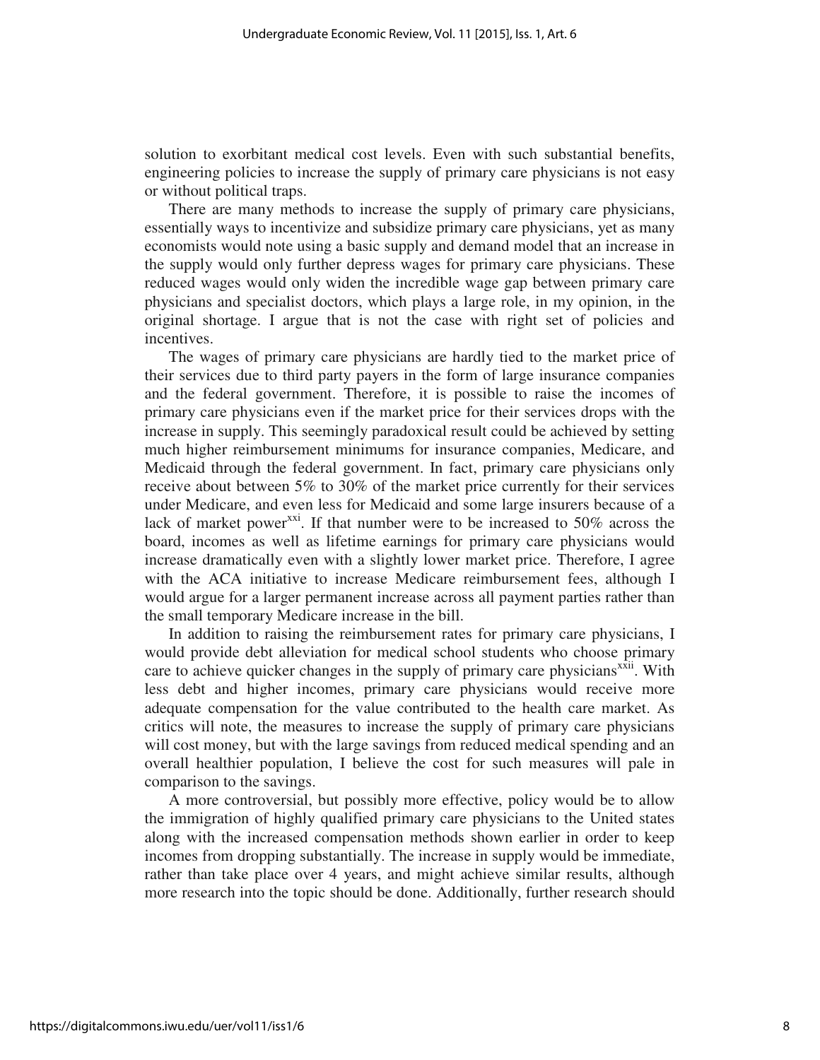solution to exorbitant medical cost levels. Even with such substantial benefits, engineering policies to increase the supply of primary care physicians is not easy or without political traps.

There are many methods to increase the supply of primary care physicians, essentially ways to incentivize and subsidize primary care physicians, yet as many economists would note using a basic supply and demand model that an increase in the supply would only further depress wages for primary care physicians. These reduced wages would only widen the incredible wage gap between primary care physicians and specialist doctors, which plays a large role, in my opinion, in the original shortage. I argue that is not the case with right set of policies and incentives.

The wages of primary care physicians are hardly tied to the market price of their services due to third party payers in the form of large insurance companies and the federal government. Therefore, it is possible to raise the incomes of primary care physicians even if the market price for their services drops with the increase in supply. This seemingly paradoxical result could be achieved by setting much higher reimbursement minimums for insurance companies, Medicare, and Medicaid through the federal government. In fact, primary care physicians only receive about between 5% to 30% of the market price currently for their services under Medicare, and even less for Medicaid and some large insurers because of a lack of market power[xxi]. If that number were to be increased to 50% across the board, incomes as well as lifetime earnings for primary care physicians would increase dramatically even with a slightly lower market price. Therefore, I agree with the ACA initiative to increase Medicare reimbursement fees, although I would argue for a larger permanent increase across all payment parties rather than the small temporary Medicare increase in the bill.

In addition to raising the reimbursement rates for primary care physicians, I would provide debt alleviation for medical school students who choose primary care to achieve quicker changes in the supply of primary care physicians[xxii]. With less debt and higher incomes, primary care physicians would receive more adequate compensation for the value contributed to the health care market. As critics will note, the measures to increase the supply of primary care physicians will cost money, but with the large savings from reduced medical spending and an overall healthier population, I believe the cost for such measures will pale in comparison to the savings.

A more controversial, but possibly more effective, policy would be to allow the immigration of highly qualified primary care physicians to the United states along with the increased compensation methods shown earlier in order to keep incomes from dropping substantially. The increase in supply would be immediate, rather than take place over 4 years, and might achieve similar results, although more research into the topic should be done. Additionally, further research should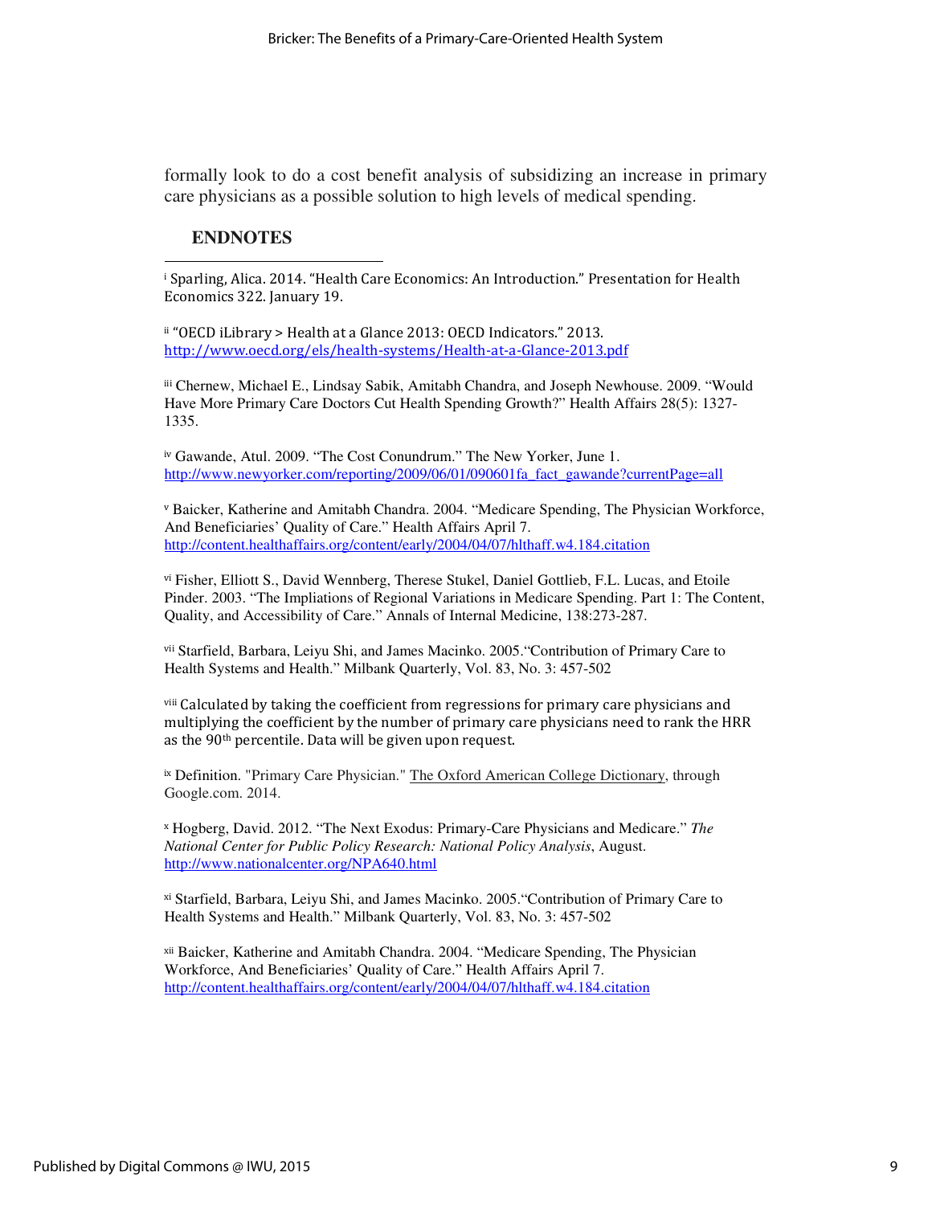formally look to do a cost benefit analysis of subsidizing an increase in primary care physicians as a possible solution to high levels of medical spending.

## ENDNOTES

[i] Sparling, Alica. 2014. "Health Care Economics: An Introduction." Presentation for Health Economics 322. January 19.

[ii] "OECD iLibrary > Health at a Glance 2013: OECD Indicators." 2013. http://www.oecd.org/els/health-systems/Health-at-a-Glance-2013.pdf

[iii] Chernew, Michael E., Lindsay Sabik, Amitabh Chandra, and Joseph Newhouse. 2009. "Would Have More Primary Care Doctors Cut Health Spending Growth?" Health Affairs 28(5): 1327-1335.

[iv] Gawande, Atul. 2009. "The Cost Conundrum." The New Yorker, June 1. http://www.newyorker.com/reporting/2009/06/01/090601fa_fact_gawande?currentPage=all

[v] Baicker, Katherine and Amitabh Chandra. 2004. "Medicare Spending, The Physician Workforce, And Beneficiaries' Quality of Care." Health Affairs April 7. http://content.healthaffairs.org/content/early/2004/04/07/hlthaff.w4.184.citation

[vi] Fisher, Elliott S., David Wennberg, Therese Stukel, Daniel Gottlieb, F.L. Lucas, and Etoile Pinder. 2003. "The Impliations of Regional Variations in Medicare Spending. Part 1: The Content, Quality, and Accessibility of Care." Annals of Internal Medicine, 138:273-287.

[vii] Starfield, Barbara, Leiyu Shi, and James Macinko. 2005."Contribution of Primary Care to Health Systems and Health." Milbank Quarterly, Vol. 83, No. 3: 457-502

[viii] Calculated by taking the coefficient from regressions for primary care physicians and multiplying the coefficient by the number of primary care physicians need to rank the HRR as the 90th percentile. Data will be given upon request.

[ix] Definition. "Primary Care Physician." The Oxford American College Dictionary, through Google.com. 2014.

[x] Hogberg, David. 2012. "The Next Exodus: Primary-Care Physicians and Medicare." *The National Center for Public Policy Research: National Policy Analysis*, August. http://www.nationalcenter.org/NPA640.html

[xi] Starfield, Barbara, Leiyu Shi, and James Macinko. 2005."Contribution of Primary Care to Health Systems and Health." Milbank Quarterly, Vol. 83, No. 3: 457-502

[xii] Baicker, Katherine and Amitabh Chandra. 2004. "Medicare Spending, The Physician Workforce, And Beneficiaries' Quality of Care." Health Affairs April 7. http://content.healthaffairs.org/content/early/2004/04/07/hlthaff.w4.184.citation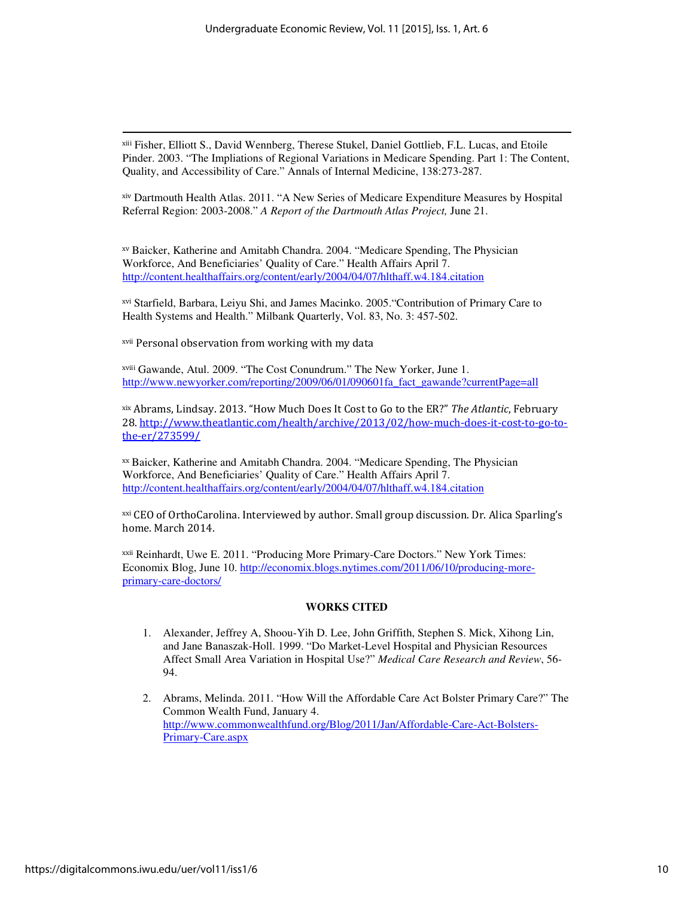[xiii] Fisher, Elliott S., David Wennberg, Therese Stukel, Daniel Gottlieb, F.L. Lucas, and Etoile Pinder. 2003. "The Impliations of Regional Variations in Medicare Spending. Part 1: The Content, Quality, and Accessibility of Care." Annals of Internal Medicine, 138:273-287.

[xiv] Dartmouth Health Atlas. 2011. "A New Series of Medicare Expenditure Measures by Hospital Referral Region: 2003-2008." *A Report of the Dartmouth Atlas Project,* June 21.

[xv] Baicker, Katherine and Amitabh Chandra. 2004. "Medicare Spending, The Physician Workforce, And Beneficiaries' Quality of Care." Health Affairs April 7. http://content.healthaffairs.org/content/early/2004/04/07/hlthaff.w4.184.citation

[xvi] Starfield, Barbara, Leiyu Shi, and James Macinko. 2005."Contribution of Primary Care to Health Systems and Health." Milbank Quarterly, Vol. 83, No. 3: 457-502.

[xvii] Personal observation from working with my data

[xviii] Gawande, Atul. 2009. "The Cost Conundrum." The New Yorker, June 1. http://www.newyorker.com/reporting/2009/06/01/090601fa_fact_gawande?currentPage=all

[xix] Abrams, Lindsay. 2013. "How Much Does It Cost to Go to the ER?" *The Atlantic*, February 28. http://www.theatlantic.com/health/archive/2013/02/how-much-does-it-cost-to-go-to-the-er/273599/

[xx] Baicker, Katherine and Amitabh Chandra. 2004. "Medicare Spending, The Physician Workforce, And Beneficiaries' Quality of Care." Health Affairs April 7. http://content.healthaffairs.org/content/early/2004/04/07/hlthaff.w4.184.citation

[xxi] CEO of OrthoCarolina. Interviewed by author. Small group discussion. Dr. Alica Sparling's home. March 2014.

[xxii] Reinhardt, Uwe E. 2011. "Producing More Primary-Care Doctors." New York Times: Economix Blog, June 10. http://economix.blogs.nytimes.com/2011/06/10/producing-more-primary-care-doctors/

## WORKS CITED

1. Alexander, Jeffrey A, Shoou-Yih D. Lee, John Griffith, Stephen S. Mick, Xihong Lin, and Jane Banaszak-Holl. 1999. "Do Market-Level Hospital and Physician Resources Affect Small Area Variation in Hospital Use?" *Medical Care Research and Review*, 56-94.

2. Abrams, Melinda. 2011. "How Will the Affordable Care Act Bolster Primary Care?" The Common Wealth Fund, January 4. http://www.commonwealthfund.org/Blog/2011/Jan/Affordable-Care-Act-Bolsters-Primary-Care.aspx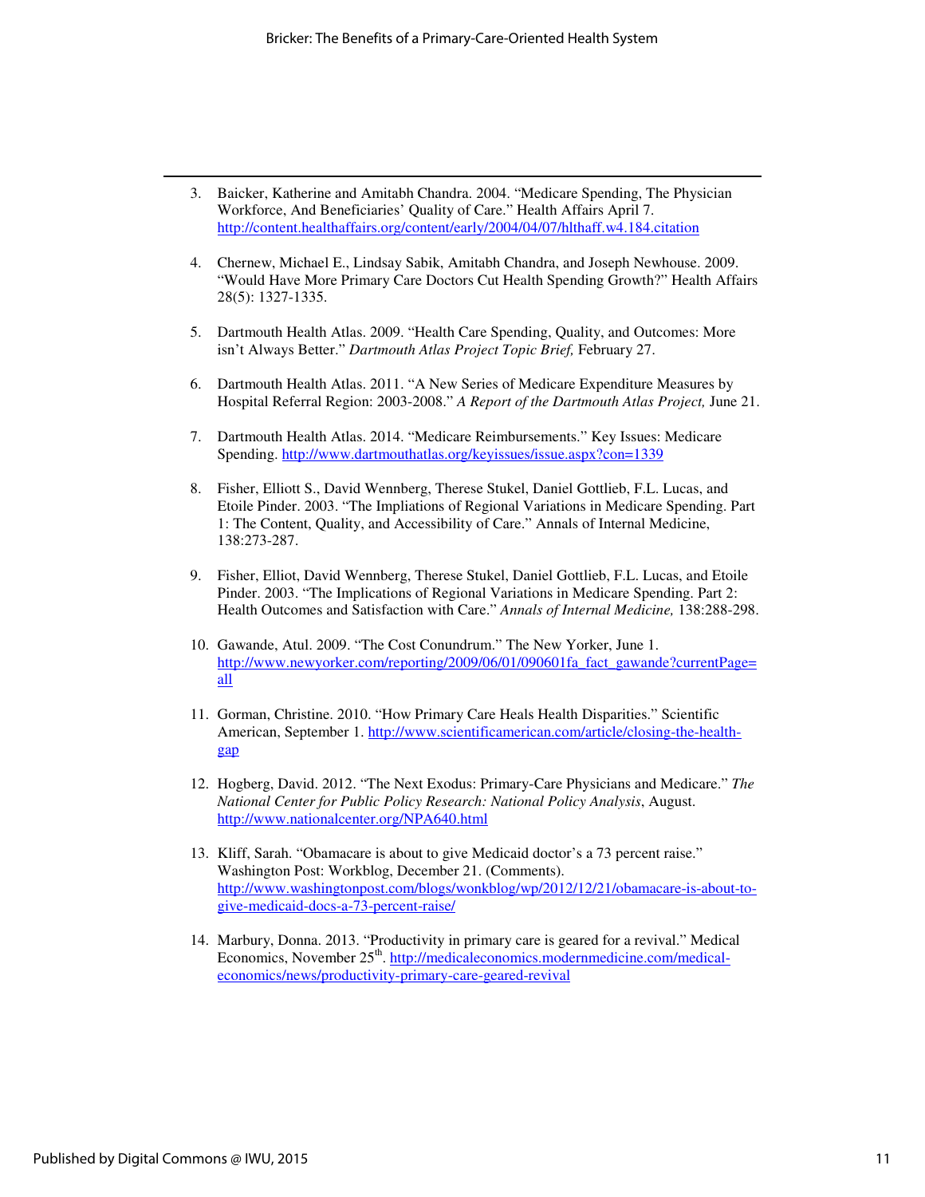3. Baicker, Katherine and Amitabh Chandra. 2004. "Medicare Spending, The Physician Workforce, And Beneficiaries' Quality of Care." Health Affairs April 7. http://content.healthaffairs.org/content/early/2004/04/07/hlthaff.w4.184.citation

4. Chernew, Michael E., Lindsay Sabik, Amitabh Chandra, and Joseph Newhouse. 2009. "Would Have More Primary Care Doctors Cut Health Spending Growth?" Health Affairs 28(5): 1327-1335.

5. Dartmouth Health Atlas. 2009. "Health Care Spending, Quality, and Outcomes: More isn't Always Better." *Dartmouth Atlas Project Topic Brief,* February 27.

6. Dartmouth Health Atlas. 2011. "A New Series of Medicare Expenditure Measures by Hospital Referral Region: 2003-2008." *A Report of the Dartmouth Atlas Project,* June 21.

7. Dartmouth Health Atlas. 2014. "Medicare Reimbursements." Key Issues: Medicare Spending. http://www.dartmouthatlas.org/keyissues/issue.aspx?con=1339

8. Fisher, Elliott S., David Wennberg, Therese Stukel, Daniel Gottlieb, F.L. Lucas, and Etoile Pinder. 2003. "The Impliations of Regional Variations in Medicare Spending. Part 1: The Content, Quality, and Accessibility of Care." Annals of Internal Medicine, 138:273-287.

9. Fisher, Elliot, David Wennberg, Therese Stukel, Daniel Gottlieb, F.L. Lucas, and Etoile Pinder. 2003. "The Implications of Regional Variations in Medicare Spending. Part 2: Health Outcomes and Satisfaction with Care." *Annals of Internal Medicine,* 138:288-298.

10. Gawande, Atul. 2009. "The Cost Conundrum." The New Yorker, June 1. http://www.newyorker.com/reporting/2009/06/01/090601fa_fact_gawande?currentPage=all

11. Gorman, Christine. 2010. "How Primary Care Heals Health Disparities." Scientific American, September 1. http://www.scientificamerican.com/article/closing-the-health-gap

12. Hogberg, David. 2012. "The Next Exodus: Primary-Care Physicians and Medicare." *The National Center for Public Policy Research: National Policy Analysis*, August. http://www.nationalcenter.org/NPA640.html

13. Kliff, Sarah. "Obamacare is about to give Medicaid doctor's a 73 percent raise." Washington Post: Workblog, December 21. (Comments). http://www.washingtonpost.com/blogs/wonkblog/wp/2012/12/21/obamacare-is-about-to-give-medicaid-docs-a-73-percent-raise/

14. Marbury, Donna. 2013. "Productivity in primary care is geared for a revival." Medical Economics, November 25th. http://medicaleconomics.modernmedicine.com/medical-economics/news/productivity-primary-care-geared-revival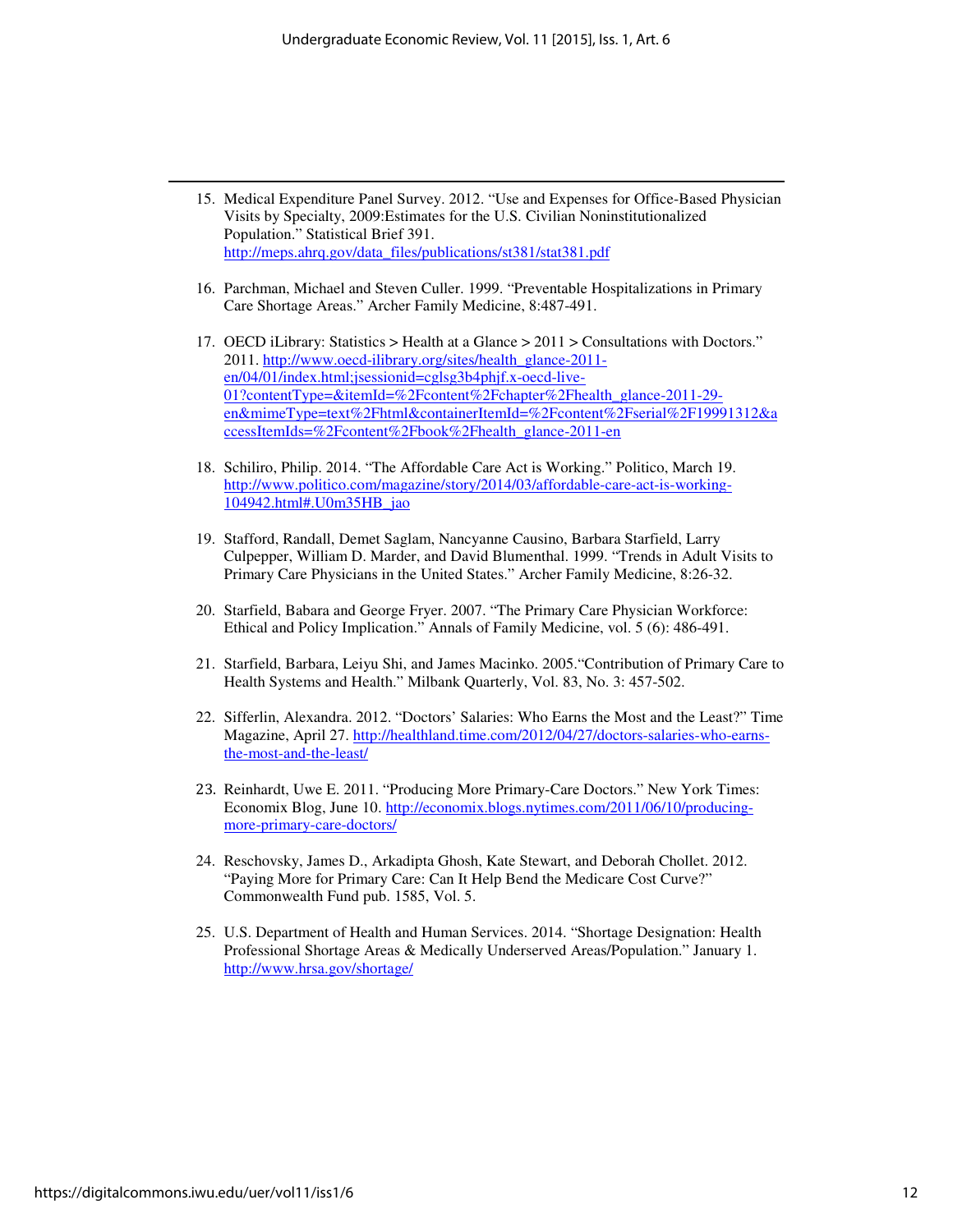15. Medical Expenditure Panel Survey. 2012. "Use and Expenses for Office-Based Physician Visits by Specialty, 2009:Estimates for the U.S. Civilian Noninstitutionalized Population." Statistical Brief 391. http://meps.ahrq.gov/data_files/publications/st381/stat381.pdf

16. Parchman, Michael and Steven Culler. 1999. "Preventable Hospitalizations in Primary Care Shortage Areas." Archer Family Medicine, 8:487-491.

17. OECD iLibrary: Statistics > Health at a Glance > 2011 > Consultations with Doctors." 2011. http://www.oecd-ilibrary.org/sites/health_glance-2011-en/04/01/index.html;jsessionid=cglsg3b4phjf.x-oecd-live-01?contentType=&itemId=%2Fcontent%2Fchapter%2Fhealth_glance-2011-29-en&mimeType=text%2Fhtml&containerItemId=%2Fcontent%2Fserial%2F19991312&accessItemIds=%2Fcontent%2Fbook%2Fhealth_glance-2011-en

18. Schiliro, Philip. 2014. "The Affordable Care Act is Working." Politico, March 19. http://www.politico.com/magazine/story/2014/03/affordable-care-act-is-working-104942.html#.U0m35HB_jao

19. Stafford, Randall, Demet Saglam, Nancyanne Causino, Barbara Starfield, Larry Culpepper, William D. Marder, and David Blumenthal. 1999. "Trends in Adult Visits to Primary Care Physicians in the United States." Archer Family Medicine, 8:26-32.

20. Starfield, Babara and George Fryer. 2007. "The Primary Care Physician Workforce: Ethical and Policy Implication." Annals of Family Medicine, vol. 5 (6): 486-491.

21. Starfield, Barbara, Leiyu Shi, and James Macinko. 2005."Contribution of Primary Care to Health Systems and Health." Milbank Quarterly, Vol. 83, No. 3: 457-502.

22. Sifferlin, Alexandra. 2012. "Doctors' Salaries: Who Earns the Most and the Least?" Time Magazine, April 27. http://healthland.time.com/2012/04/27/doctors-salaries-who-earns-the-most-and-the-least/

23. Reinhardt, Uwe E. 2011. "Producing More Primary-Care Doctors." New York Times: Economix Blog, June 10. http://economix.blogs.nytimes.com/2011/06/10/producing-more-primary-care-doctors/

24. Reschovsky, James D., Arkadipta Ghosh, Kate Stewart, and Deborah Chollet. 2012. "Paying More for Primary Care: Can It Help Bend the Medicare Cost Curve?" Commonwealth Fund pub. 1585, Vol. 5.

25. U.S. Department of Health and Human Services. 2014. "Shortage Designation: Health Professional Shortage Areas & Medically Underserved Areas/Population." January 1. http://www.hrsa.gov/shortage/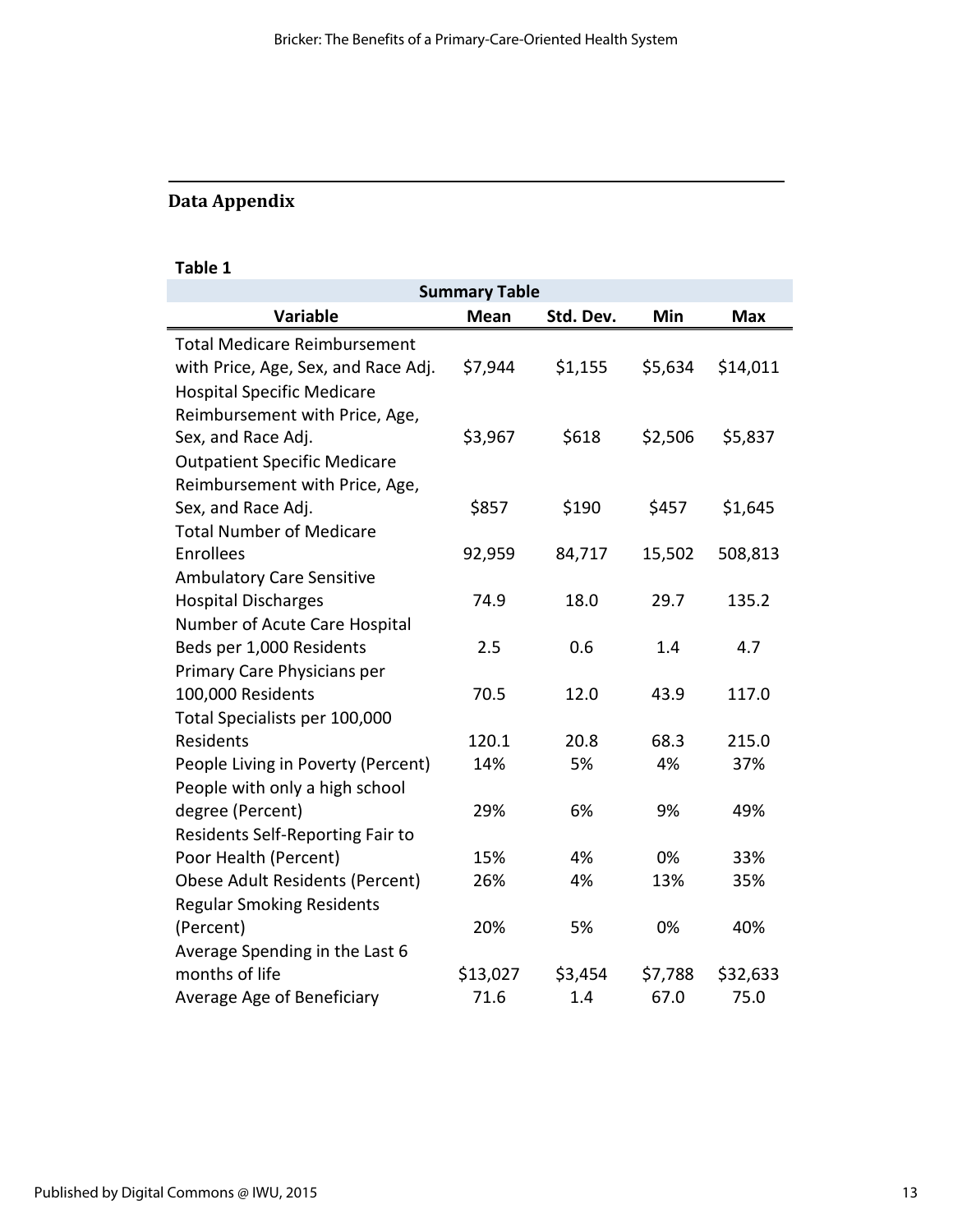## Data Appendix

**Table 1**

| Summary Table | | | | |
|---|---|---|---|---|
| **Variable** | **Mean** | **Std. Dev.** | **Min** | **Max** |
| Total Medicare Reimbursement with Price, Age, Sex, and Race Adj. | $7,944 | $1,155 | $5,634 | $14,011 |
| Hospital Specific Medicare Reimbursement with Price, Age, Sex, and Race Adj. | $3,967 | $618 | $2,506 | $5,837 |
| Outpatient Specific Medicare Reimbursement with Price, Age, Sex, and Race Adj. | $857 | $190 | $457 | $1,645 |
| Total Number of Medicare Enrollees | 92,959 | 84,717 | 15,502 | 508,813 |
| Ambulatory Care Sensitive Hospital Discharges | 74.9 | 18.0 | 29.7 | 135.2 |
| Number of Acute Care Hospital Beds per 1,000 Residents | 2.5 | 0.6 | 1.4 | 4.7 |
| Primary Care Physicians per 100,000 Residents | 70.5 | 12.0 | 43.9 | 117.0 |
| Total Specialists per 100,000 Residents | 120.1 | 20.8 | 68.3 | 215.0 |
| People Living in Poverty (Percent) | 14% | 5% | 4% | 37% |
| People with only a high school degree (Percent) | 29% | 6% | 9% | 49% |
| Residents Self-Reporting Fair to Poor Health (Percent) | 15% | 4% | 0% | 33% |
| Obese Adult Residents (Percent) | 26% | 4% | 13% | 35% |
| Regular Smoking Residents (Percent) | 20% | 5% | 0% | 40% |
| Average Spending in the Last 6 months of life | $13,027 | $3,454 | $7,788 | $32,633 |
| Average Age of Beneficiary | 71.6 | 1.4 | 67.0 | 75.0 |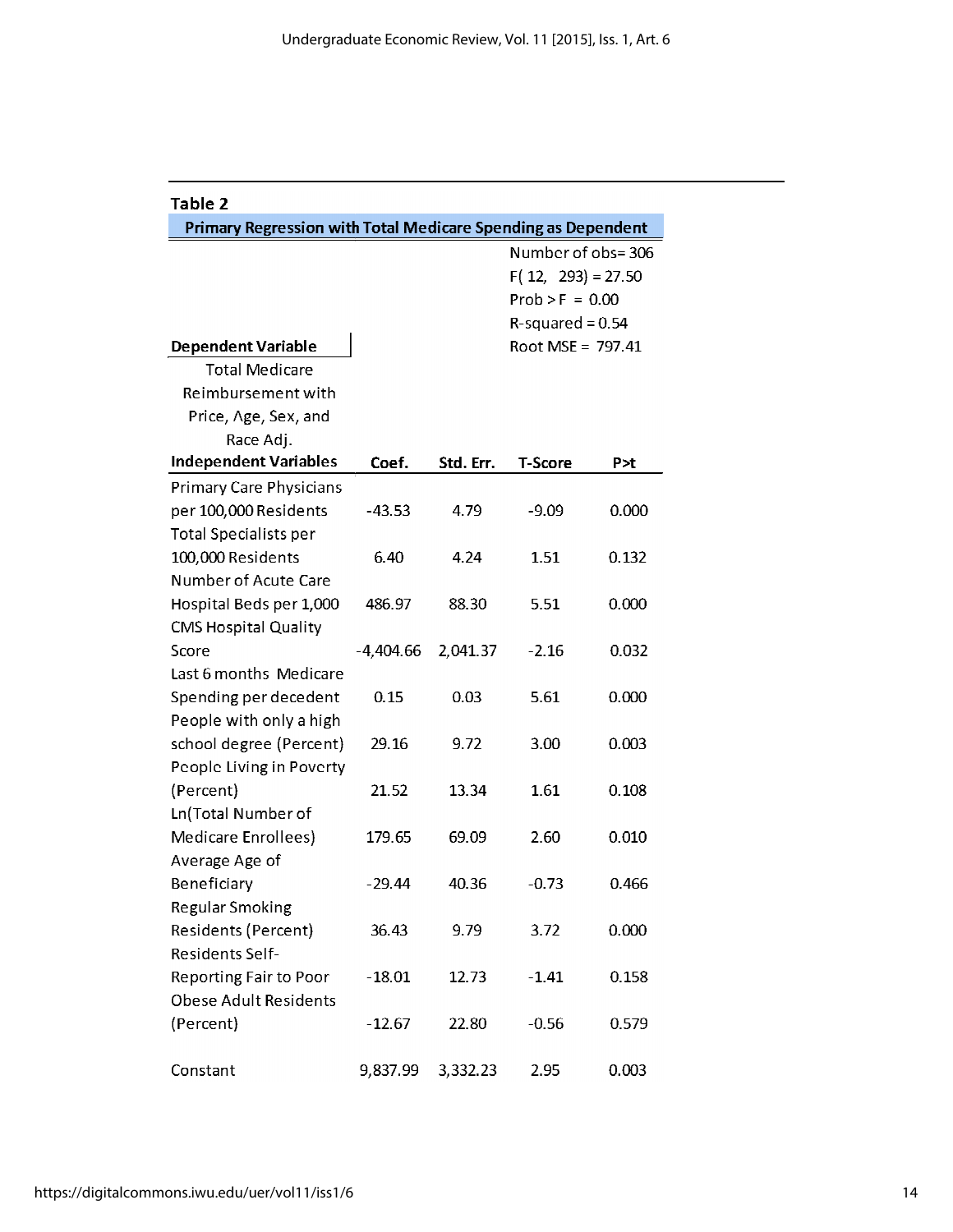**Table 2**

**Primary Regression with Total Medicare Spending as Dependent**

Number of obs= 306
F( 12, 293) = 27.50
Prob > F = 0.00
R-squared = 0.54
Root MSE = 797.41

**Dependent Variable**

Total Medicare Reimbursement with Price, Age, Sex, and Race Adj.

| **Independent Variables** | **Coef.** | **Std. Err.** | **T-Score** | **P>t** |
|---|---|---|---|---|
| Primary Care Physicians per 100,000 Residents | -43.53 | 4.79 | -9.09 | 0.000 |
| Total Specialists per 100,000 Residents | 6.40 | 4.24 | 1.51 | 0.132 |
| Number of Acute Care Hospital Beds per 1,000 | 486.97 | 88.30 | 5.51 | 0.000 |
| CMS Hospital Quality Score | -4,404.66 | 2,041.37 | -2.16 | 0.032 |
| Last 6 months Medicare Spending per decedent | 0.15 | 0.03 | 5.61 | 0.000 |
| People with only a high school degree (Percent) | 29.16 | 9.72 | 3.00 | 0.003 |
| People Living in Poverty (Percent) | 21.52 | 13.34 | 1.61 | 0.108 |
| Ln(Total Number of Medicare Enrollees) | 179.65 | 69.09 | 2.60 | 0.010 |
| Average Age of Beneficiary | -29.44 | 40.36 | -0.73 | 0.466 |
| Regular Smoking Residents (Percent) | 36.43 | 9.79 | 3.72 | 0.000 |
| Residents Self-Reporting Fair to Poor | -18.01 | 12.73 | -1.41 | 0.158 |
| Obese Adult Residents (Percent) | -12.67 | 22.80 | -0.56 | 0.579 |
| Constant | 9,837.99 | 3,332.23 | 2.95 | 0.003 |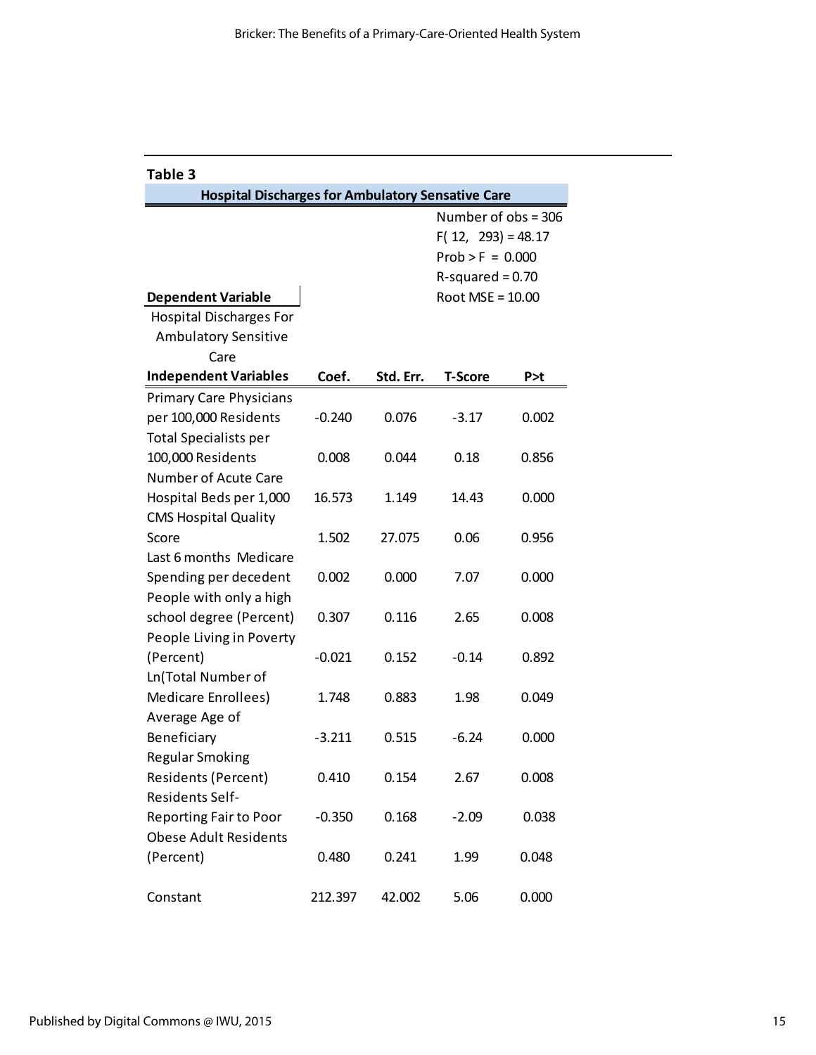**Table 3**

**Hospital Discharges for Ambulatory Sensative Care**

Number of obs = 306
$F(12, 293) = 48.17$
Prob > F = 0.000
R-squared = 0.70
Root MSE = 10.00

**Dependent Variable**
Hospital Discharges For Ambulatory Sensitive Care

| Independent Variables | Coef. | Std. Err. | T-Score | P>t |
|---|---|---|---|---|
| Primary Care Physicians per 100,000 Residents | -0.240 | 0.076 | -3.17 | 0.002 |
| Total Specialists per 100,000 Residents | 0.008 | 0.044 | 0.18 | 0.856 |
| Number of Acute Care Hospital Beds per 1,000 | 16.573 | 1.149 | 14.43 | 0.000 |
| CMS Hospital Quality Score | 1.502 | 27.075 | 0.06 | 0.956 |
| Last 6 months Medicare Spending per decedent | 0.002 | 0.000 | 7.07 | 0.000 |
| People with only a high school degree (Percent) | 0.307 | 0.116 | 2.65 | 0.008 |
| People Living in Poverty (Percent) | -0.021 | 0.152 | -0.14 | 0.892 |
| Ln(Total Number of Medicare Enrollees) | 1.748 | 0.883 | 1.98 | 0.049 |
| Average Age of Beneficiary | -3.211 | 0.515 | -6.24 | 0.000 |
| Regular Smoking Residents (Percent) | 0.410 | 0.154 | 2.67 | 0.008 |
| Residents Self-Reporting Fair to Poor | -0.350 | 0.168 | -2.09 | 0.038 |
| Obese Adult Residents (Percent) | 0.480 | 0.241 | 1.99 | 0.048 |
| Constant | 212.397 | 42.002 | 5.06 | 0.000 |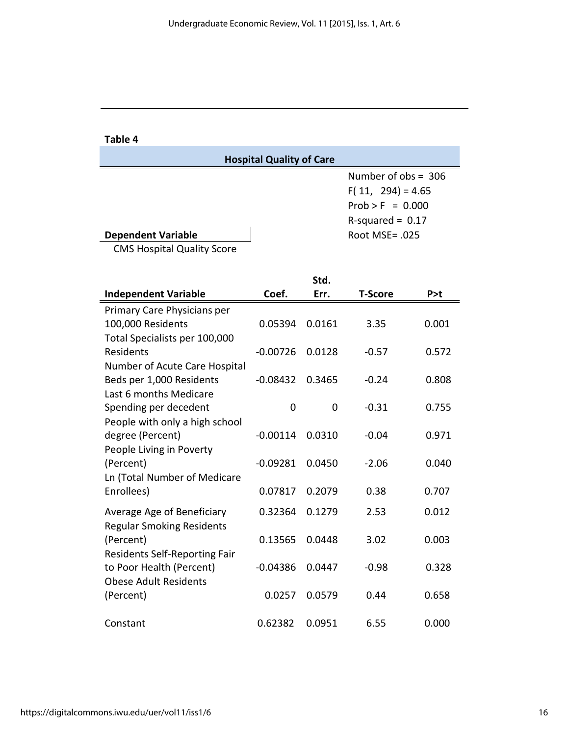**Table 4**

**Hospital Quality of Care**

Number of obs = 306
F( 11, 294) = 4.65
Prob > F = 0.000
R-squared = 0.17
Root MSE= .025

**Dependent Variable**
CMS Hospital Quality Score

| **Independent Variable** | **Coef.** | **Std. Err.** | **T-Score** | **P>t** |
|---|---|---|---|---|
| Primary Care Physicians per 100,000 Residents | 0.05394 | 0.0161 | 3.35 | 0.001 |
| Total Specialists per 100,000 Residents | -0.00726 | 0.0128 | -0.57 | 0.572 |
| Number of Acute Care Hospital Beds per 1,000 Residents | -0.08432 | 0.3465 | -0.24 | 0.808 |
| Last 6 months Medicare Spending per decedent | 0 | 0 | -0.31 | 0.755 |
| People with only a high school degree (Percent) | -0.00114 | 0.0310 | -0.04 | 0.971 |
| People Living in Poverty (Percent) | -0.09281 | 0.0450 | -2.06 | 0.040 |
| Ln (Total Number of Medicare Enrollees) | 0.07817 | 0.2079 | 0.38 | 0.707 |
| Average Age of Beneficiary | 0.32364 | 0.1279 | 2.53 | 0.012 |
| Regular Smoking Residents (Percent) | 0.13565 | 0.0448 | 3.02 | 0.003 |
| Residents Self-Reporting Fair to Poor Health (Percent) | -0.04386 | 0.0447 | -0.98 | 0.328 |
| Obese Adult Residents (Percent) | 0.0257 | 0.0579 | 0.44 | 0.658 |
| Constant | 0.62382 | 0.0951 | 6.55 | 0.000 |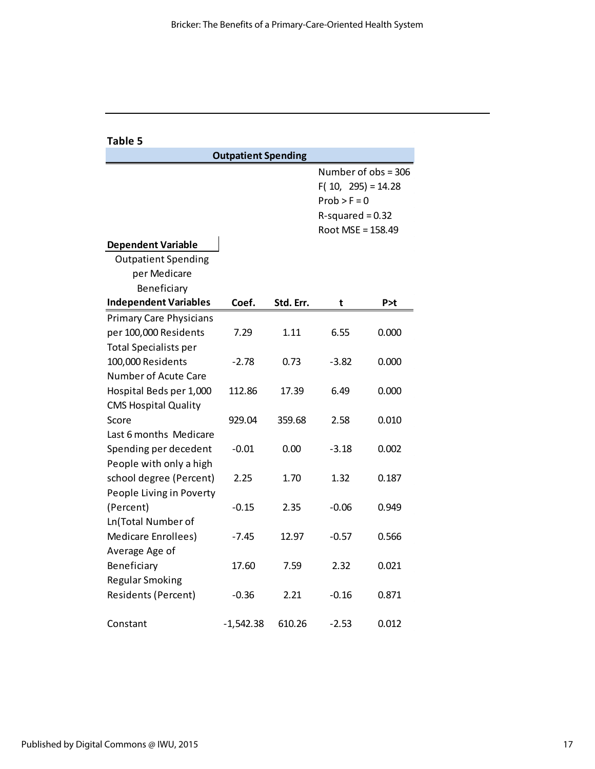**Table 5**

| Outpatient Spending | | | | |
|---|---|---|---|---|
| | | | Number of obs = 306<br>F( 10, 295) = 14.28<br>Prob > F = 0<br>R-squared = 0.32<br>Root MSE = 158.49 | |
| **Dependent Variable**<br>Outpatient Spending per Medicare Beneficiary | | | | |
| **Independent Variables** | **Coef.** | **Std. Err.** | **t** | **P>t** |
| Primary Care Physicians per 100,000 Residents | 7.29 | 1.11 | 6.55 | 0.000 |
| Total Specialists per 100,000 Residents | -2.78 | 0.73 | -3.82 | 0.000 |
| Number of Acute Care Hospital Beds per 1,000 | 112.86 | 17.39 | 6.49 | 0.000 |
| CMS Hospital Quality Score | 929.04 | 359.68 | 2.58 | 0.010 |
| Last 6 months Medicare Spending per decedent | -0.01 | 0.00 | -3.18 | 0.002 |
| People with only a high school degree (Percent) | 2.25 | 1.70 | 1.32 | 0.187 |
| People Living in Poverty (Percent) | -0.15 | 2.35 | -0.06 | 0.949 |
| Ln(Total Number of Medicare Enrollees) | -7.45 | 12.97 | -0.57 | 0.566 |
| Average Age of Beneficiary | 17.60 | 7.59 | 2.32 | 0.021 |
| Regular Smoking Residents (Percent) | -0.36 | 2.21 | -0.16 | 0.871 |
| Constant | -1,542.38 | 610.26 | -2.53 | 0.012 |